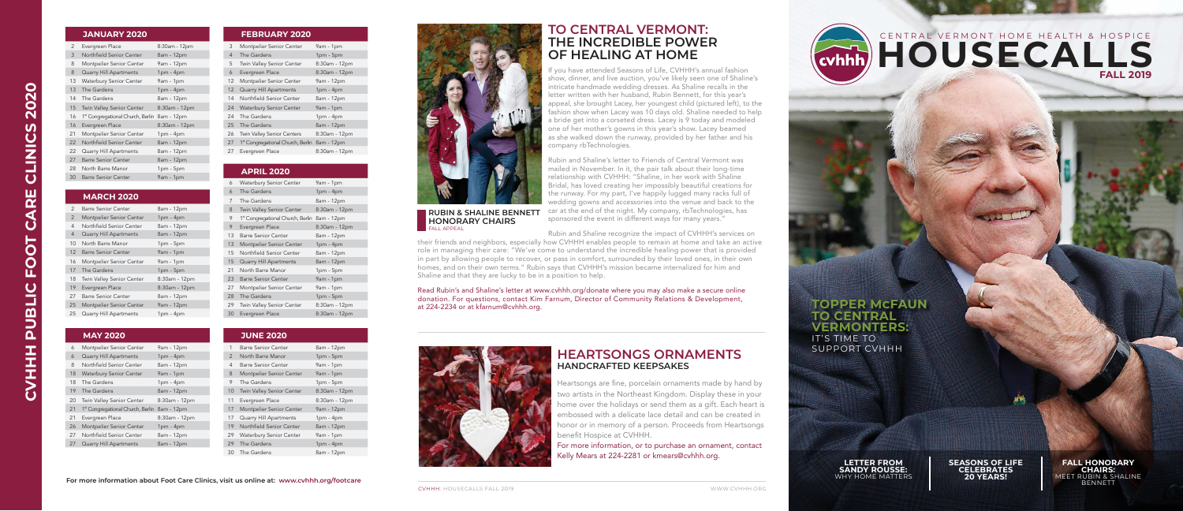# CVHHH PUBLIC FOOT CARE CLINICS 2020

| JANUARY 2020 | | |
|---|---|---|
| 2 | Evergreen Place | 8:30am - 12pm |
| 3 | Northfield Senior Center | 8am - 12pm |
| 8 | Montpelier Senior Center | 9am - 12pm |
| 8 | Quarry Hill Apartments | 1pm - 4pm |
| 13 | Waterbury Senior Center | 9am - 1pm |
| 13 | The Gardens | 1pm - 4pm |
| 14 | The Gardens | 8am - 12pm |
| 15 | Twin Valley Senior Center | 8:30am - 12pm |
| 16 | 1st Congregational Church, Berlin | 8am - 12pm |
| 16 | Evergreen Place | 8:30am - 12pm |
| 21 | Montpelier Senior Center | 1pm - 4pm |
| 22 | Northfield Senior Center | 8am - 12pm |
| 22 | Quarry Hill Apartments | 8am - 12pm |
| 27 | Barre Senior Center | 8am - 12pm |
| 28 | North Barre Manor | 1pm - 5pm |
| 30 | Barre Senior Center | 9am - 1pm |

| FEBRUARY 2020 | | |
|---|---|---|
| 3 | Montpelier Senior Center | 9am - 1pm |
| 4 | The Gardens | 1pm - 5pm |
| 5 | Twin Valley Senior Center | 8:30am - 12pm |
| 6 | Evergreen Place | 8:30am - 12pm |
| 12 | Montpelier Senior Center | 9am - 12pm |
| 12 | Quarry Hill Apartments | 1pm - 4pm |
| 14 | Northfield Senior Center | 8am - 12pm |
| 24 | Waterbury Senior Center | 9am - 1pm |
| 24 | The Gardens | 1pm - 4pm |
| 25 | The Gardens | 8am - 12pm |
| 26 | Twin Valley Senior Centers | 8:30am - 12pm |
| 27 | 1st Congregational Church, Berlin | 8am - 12pm |
| 27 | Evergreen Place | 8:30am - 12pm |

| MARCH 2020 | | |
|---|---|---|
| 2 | Barre Senior Center | 8am - 12pm |
| 2 | Montpelier Senior Center | 1pm - 4pm |
| 4 | Northfield Senior Center | 8am - 12pm |
| 4 | Quarry Hill Apartments | 8am - 12pm |
| 10 | North Barre Manor | 1pm - 5pm |
| 12 | Barre Senior Center | 9am - 1pm |
| 16 | Montpelier Senior Center | 9am - 1pm |
| 17 | The Gardens | 1pm - 5pm |
| 18 | Twin Valley Senior Center | 8:30am - 12pm |
| 19 | Evergreen Place | 8:30am - 12pm |
| 27 | Barre Senior Center | 8am - 12pm |
| 25 | Montpelier Senior Center | 9am - 12pm |
| 25 | Quarry Hill Apartments | 1pm - 4pm |

| APRIL 2020 | | |
|---|---|---|
| 6 | Waterbury Senior Center | 9am - 1pm |
| 6 | The Gardens | 1pm - 4pm |
| 7 | The Gardens | 8am - 12pm |
| 8 | Twin Valley Senior Center | 8:30am - 12pm |
| 9 | 1st Congregational Church, Berlin | 8am - 12pm |
| 9 | Evergreen Place | 8:30am - 12pm |
| 13 | Barre Senior Center | 8am - 12pm |
| 13 | Montpelier Senior Center | 1pm - 4pm |
| 15 | Northfield Senior Center | 8am - 12pm |
| 15 | Quarry Hill Apartments | 8am - 12pm |
| 21 | North Barre Manor | 1pm - 5pm |
| 23 | Barre Senior Center | 9am - 1pm |
| 27 | Montpelier Senior Center | 9am - 1pm |
| 28 | The Gardens | 1pm - 5pm |
| 29 | Twin Valley Senior Center | 8:30am - 12pm |
| 30 | Evergreen Place | 8:30am - 12pm |

| MAY 2020 | | |
|---|---|---|
| 6 | Montpelier Senior Center | 9am - 12pm |
| 6 | Quarry Hill Apartments | 1pm - 4pm |
| 8 | Northfield Senior Center | 8am - 12pm |
| 18 | Waterbury Senior Center | 9am - 1pm |
| 18 | The Gardens | 1pm - 4pm |
| 19 | The Gardens | 8am - 12pm |
| 20 | Twin Valley Senior Center | 8:30am - 12pm |
| 21 | 1st Congregational Church, Berlin | 8am - 12pm |
| 21 | Evergreen Place | 8:30am - 12pm |
| 26 | Montpelier Senior Center | 1pm - 4pm |
| 27 | Northfield Senior Center | 8am - 12pm |
| 27 | Quarry Hill Apartments | 8am - 12pm |

| JUNE 2020 | | |
|---|---|---|
| 1 | Barre Senior Center | 8am - 12pm |
| 2 | North Barre Manor | 1pm - 5pm |
| 4 | Barre Senior Center | 9am - 1pm |
| 8 | Montpelier Senior Center | 9am - 1pm |
| 9 | The Gardens | 1pm - 5pm |
| 10 | Twin Valley Senior Center | 8:30am - 12pm |
| 11 | Evergreen Place | 8:30am - 12pm |
| 17 | Montpelier Senior Center | 9am - 12pm |
| 17 | Quarry Hill Apartments | 1pm - 4pm |
| 19 | Northfield Senior Center | 8am - 12pm |
| 29 | Waterbury Senior Center | 9am - 1pm |
| 29 | The Gardens | 1pm - 4pm |
| 30 | The Gardens | 8am - 12pm |

For more information about Foot Care Clinics, visit us online at: www.cvhhh.org/footcare

**RUBIN & SHALINE BENNETT HONORARY CHAIRS**
FALL APPEAL

## TO CENTRAL VERMONT: THE INCREDIBLE POWER OF HEALING AT HOME

If you have attended Seasons of Life, CVHHH's annual fashion show, dinner, and live auction, you've likely seen one of Shaline's intricate handmade wedding dresses. As Shaline recalls in the letter written with her husband, Rubin Bennett, for this year's appeal, she brought Lacey, her youngest child (pictured left), to the fashion show when Lacey was 10 days old. Shaline needed to help a bride get into a corseted dress. Lacey is 9 today and modeled one of her mother's gowns in this year's show. Lacey beamed as she walked down the runway, provided by her father and his company rbTechnologies.

Rubin and Shaline's letter to Friends of Central Vermont was mailed in November. In it, the pair talk about their long-time relationship with CVHHH: "Shaline, in her work with Shaline Bridal, has loved creating her impossibly beautiful creations for the runway. For my part, I've happily lugged many racks full of wedding gowns and accessories into the venue and back to the car at the end of the night. My company, rbTechnologies, has sponsored the event in different ways for many years."

Rubin and Shaline recognize the impact of CVHHH's services on their friends and neighbors, especially how CVHHH enables people to remain at home and take an active role in managing their care: "We've come to understand the incredible healing power that is provided in part by allowing people to recover, or pass in comfort, surrounded by their loved ones, in their own homes, and on their own terms." Rubin says that CVHHH's mission became internalized for him and Shaline and that they are lucky to be in a position to help.

Read Rubin's and Shaline's letter at www.cvhhh.org/donate where you may also make a secure online donation. For questions, contact Kim Farnum, Director of Community Relations & Development, at 224-2234 or at kfarnum@cvhhh.org.

## HEARTSONGS ORNAMENTS
### HANDCRAFTED KEEPSAKES

Heartsongs are fine, porcelain ornaments made by hand by two artists in the Northeast Kingdom. Display these in your home over the holidays or send them as a gift. Each heart is embossed with a delicate lace detail and can be created in honor or in memory of a person. Proceeds from Heartsongs benefit Hospice at CVHHH.

For more information, or to purchase an ornament, contact Kelly Mears at 224-2281 or kmears@cvhhh.org.

# CENTRAL VERMONT HOME HEALTH & HOSPICE HOUSECALLS
FALL 2019

## TOPPER McFAUN TO CENTRAL VERMONTERS:
IT'S TIME TO SUPPORT CVHHH

**LETTER FROM SANDY ROUSSE:** WHY HOME MATTERS

**SEASONS OF LIFE CELEBRATES 20 YEARS!**

**FALL HONORARY CHAIRS:** MEET RUBIN & SHALINE BENNETT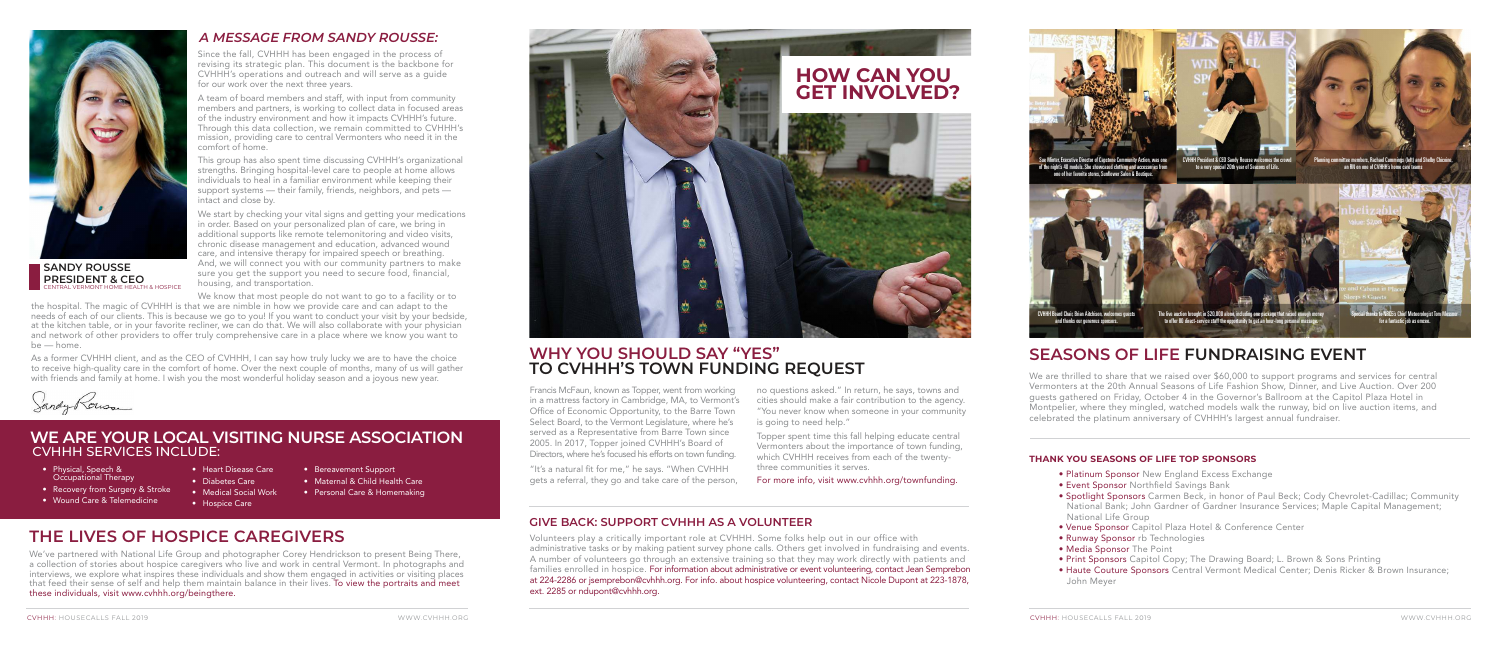## *A MESSAGE FROM SANDY ROUSSE:*

Since the fall, CVHHH has been engaged in the process of revising its strategic plan. This document is the backbone for CVHHH's operations and outreach and will serve as a guide for our work over the next three years.

A team of board members and staff, with input from community members and partners, is working to collect data in focused areas of the industry environment and how it impacts CVHHH's future. Through this data collection, we remain committed to CVHHH's mission, providing care to central Vermonters who need it in the comfort of home.

This group has also spent time discussing CVHHH's organizational strengths. Bringing hospital-level care to people at home allows individuals to heal in a familiar environment while keeping their support systems — their family, friends, neighbors, and pets — intact and close by.

We start by checking your vital signs and getting your medications in order. Based on your personalized plan of care, we bring in additional supports like remote telemonitoring and video visits, chronic disease management and education, advanced wound care, and intensive therapy for impaired speech or breathing. And, we will connect you with our community partners to make sure you get the support you need to secure food, financial, housing, and transportation.

We know that most people do not want to go to a facility or to the hospital. The magic of CVHHH is that we are nimble in how we provide care and can adapt to the needs of each of our clients. This is because we go to you! If you want to conduct your visit by your bedside, at the kitchen table, or in your favorite recliner, we can do that. We will also collaborate with your physician and network of other providers to offer truly comprehensive care in a place where we know you want to be — home.

As a former CVHHH client, and as the CEO of CVHHH, I can say how truly lucky we are to have the choice to receive high-quality care in the comfort of home. Over the next couple of months, many of us will gather with friends and family at home. I wish you the most wonderful holiday season and a joyous new year.

Sandy Rousse

**SANDY ROUSSE**
**PRESIDENT & CEO**
CENTRAL VERMONT HOME HEALTH & HOSPICE

## WE ARE YOUR LOCAL VISITING NURSE ASSOCIATION
### CVHHH SERVICES INCLUDE:

- Physical, Speech & Occupational Therapy
- Recovery from Surgery & Stroke
- Wound Care & Telemedicine
- Heart Disease Care
- Diabetes Care
- Medical Social Work
- Hospice Care
- Bereavement Support
- Maternal & Child Health Care
- Personal Care & Homemaking

## THE LIVES OF HOSPICE CAREGIVERS

We've partnered with National Life Group and photographer Corey Hendrickson to present Being There, a collection of stories about hospice caregivers who live and work in central Vermont. In photographs and interviews, we explore what inspires these individuals and show them engaged in activities or visiting places that feed their sense of self and help them maintain balance in their lives. To view the portraits and meet these individuals, visit www.cvhhh.org/beingthere.

# HOW CAN YOU GET INVOLVED?

## WHY YOU SHOULD SAY "YES" TO CVHHH'S TOWN FUNDING REQUEST

Francis McFaun, known as Topper, went from working in a mattress factory in Cambridge, MA, to Vermont's Office of Economic Opportunity, to the Barre Town Select Board, to the Vermont Legislature, where he's served as a Representative from Barre Town since 2005. In 2017, Topper joined CVHHH's Board of Directors, where he's focused his efforts on town funding.

"It's a natural fit for me," he says. "When CVHHH gets a referral, they go and take care of the person, no questions asked." In return, he says, towns and cities should make a fair contribution to the agency. "You never know when someone in your community is going to need help."

Topper spent this fall helping educate central Vermonters about the importance of town funding, which CVHHH receives from each of the twenty-three communities it serves.

For more info, visit www.cvhhh.org/townfunding.

### GIVE BACK: SUPPORT CVHHH AS A VOLUNTEER

Volunteers play a critically important role at CVHHH. Some folks help out in our office with administrative tasks or by making patient survey phone calls. Others get involved in fundraising and events. A number of volunteers go through an extensive training so that they may work directly with patients and families enrolled in hospice. For information about administrative or event volunteering, contact Jean Semprebon at 224-2286 or jsemprebon@cvhhh.org. For info. about hospice volunteering, contact Nicole Dupont at 223-1878, ext. 2285 or ndupont@cvhhh.org.

Sue Minter, Executive Director of Capstone Community Action, was one of the night's 48 models. She showcased clothing and accessories from one of her favorite stores, Sunflower Salon & Boutique.

CVHHH President & CEO Sandy Rousse welcomes the crowd to a very special 20th year of Seasons of Life.

Planning committee members, Rachael Cummings (left) and Shelby Choiniere, are RN on one of CVHHH's home care teams.

CVHHH Board Chair, Brian Adderson, welcomes guests and thanks our generous sponsors.

The live auction brought in $20,000 alone, including one package that raised enough money to offer 80 direct-service staff the opportunity to get an hour-long personal massage.

Special thanks to WDEV's Chief Meteorologist Tom Messner for a fantastic job as emcee.

## SEASONS OF LIFE FUNDRAISING EVENT

We are thrilled to share that we raised over $60,000 to support programs and services for central Vermonters at the 20th Annual Seasons of Life Fashion Show, Dinner, and Live Auction. Over 200 guests gathered on Friday, October 4 in the Governor's Ballroom at the Capitol Plaza Hotel in Montpelier, where they mingled, watched models walk the runway, bid on live auction items, and celebrated the platinum anniversary of CVHHH's largest annual fundraiser.

#### THANK YOU SEASONS OF LIFE TOP SPONSORS

- **Platinum Sponsor** New England Excess Exchange
- **Event Sponsor** Northfield Savings Bank
- **Spotlight Sponsors** Carmen Beck, in honor of Paul Beck; Cody Chevrolet-Cadillac; Community National Bank; John Gardner of Gardner Insurance Services; Maple Capital Management; National Life Group
- **Venue Sponsor** Capitol Plaza Hotel & Conference Center
- **Runway Sponsor** rb Technologies
- **Media Sponsor** The Point
- **Print Sponsors** Capitol Copy; The Drawing Board; L. Brown & Sons Printing
- **Haute Couture Sponsors** Central Vermont Medical Center; Denis Ricker & Brown Insurance; John Meyer